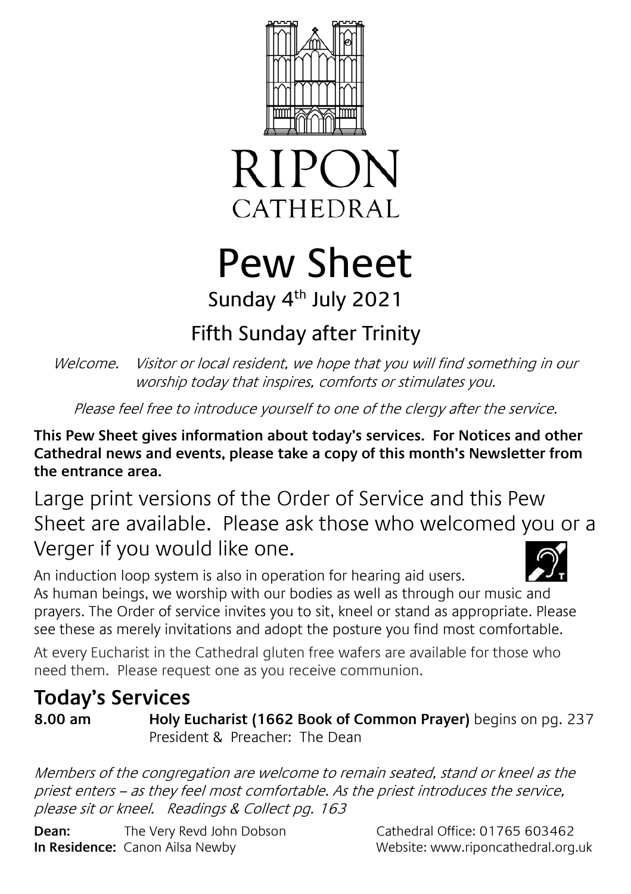# RIPON CATHEDRAL

# Pew Sheet

## Sunday 4th July 2021

## Fifth Sunday after Trinity

*Welcome. Visitor or local resident, we hope that you will find something in our worship today that inspires, comforts or stimulates you.*

*Please feel free to introduce yourself to one of the clergy after the service.*

**This Pew Sheet gives information about today's services. For Notices and other Cathedral news and events, please take a copy of this month's Newsletter from the entrance area.**

Large print versions of the Order of Service and this Pew Sheet are available. Please ask those who welcomed you or a Verger if you would like one.

An induction loop system is also in operation for hearing aid users.

As human beings, we worship with our bodies as well as through our music and prayers. The Order of service invites you to sit, kneel or stand as appropriate. Please see these as merely invitations and adopt the posture you find most comfortable.

At every Eucharist in the Cathedral gluten free wafers are available for those who need them. Please request one as you receive communion.

## Today's Services

**8.00 am** **Holy Eucharist (1662 Book of Common Prayer)** begins on pg. 237
President & Preacher: The Dean

*Members of the congregation are welcome to remain seated, stand or kneel as the priest enters – as they feel most comfortable. As the priest introduces the service, please sit or kneel. Readings & Collect pg. 163*

**Dean:** The Very Revd John Dobson
**In Residence:** Canon Ailsa Newby

Cathedral Office: 01765 603462
Website: www.riponcathedral.org.uk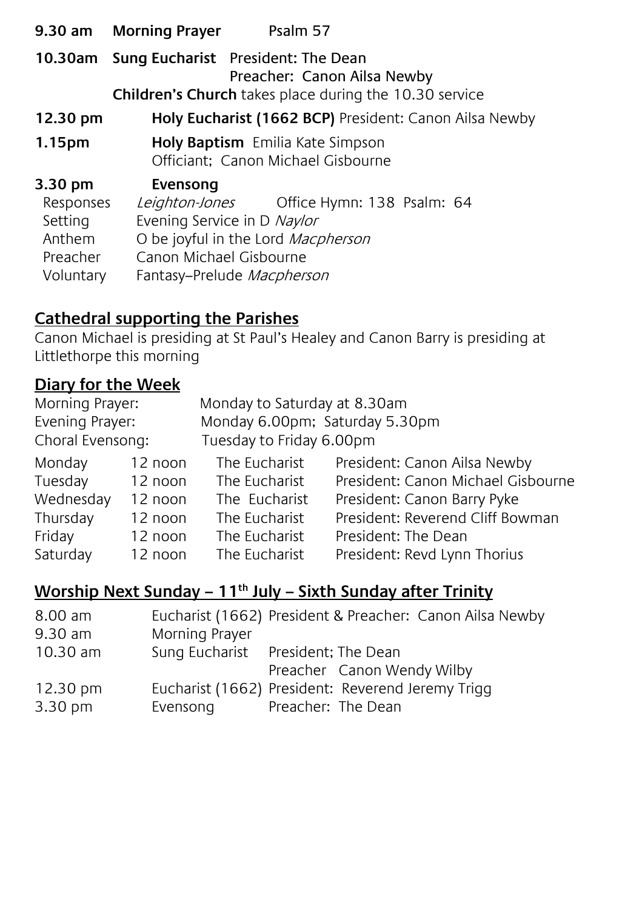**9.30 am** **Morning Prayer** Psalm 57

**10.30am** **Sung Eucharist** President: The Dean
Preacher: Canon Ailsa Newby
**Children's Church** takes place during the 10.30 service

**12.30 pm** **Holy Eucharist (1662 BCP)** President: Canon Ailsa Newby

**1.15pm** **Holy Baptism** Emilia Kate Simpson
Officiant; Canon Michael Gisbourne

**3.30 pm** **Evensong**

| | | |
|---|---|---|
| Responses | *Leighton-Jones* | Office Hymn: 138 Psalm: 64 |
| Setting | Evening Service in D *Naylor* | |
| Anthem | O be joyful in the Lord *Macpherson* | |
| Preacher | Canon Michael Gisbourne | |
| Voluntary | Fantasy–Prelude *Macpherson* | |

## Cathedral supporting the Parishes

Canon Michael is presiding at St Paul's Healey and Canon Barry is presiding at Littlethorpe this morning

## Diary for the Week

| | |
|---|---|
| Morning Prayer: | Monday to Saturday at 8.30am |
| Evening Prayer: | Monday 6.00pm; Saturday 5.30pm |
| Choral Evensong: | Tuesday to Friday 6.00pm |

| | | | |
|---|---|---|---|
| Monday | 12 noon | The Eucharist | President: Canon Ailsa Newby |
| Tuesday | 12 noon | The Eucharist | President: Canon Michael Gisbourne |
| Wednesday | 12 noon | The Eucharist | President: Canon Barry Pyke |
| Thursday | 12 noon | The Eucharist | President: Reverend Cliff Bowman |
| Friday | 12 noon | The Eucharist | President: The Dean |
| Saturday | 12 noon | The Eucharist | President: Revd Lynn Thorius |

## Worship Next Sunday – 11th July – Sixth Sunday after Trinity

| | | |
|---|---|---|
| 8.00 am | Eucharist (1662) | President & Preacher: Canon Ailsa Newby |
| 9.30 am | Morning Prayer | |
| 10.30 am | Sung Eucharist | President; The Dean<br>Preacher Canon Wendy Wilby |
| 12.30 pm | Eucharist (1662) | President: Reverend Jeremy Trigg |
| 3.30 pm | Evensong | Preacher: The Dean |